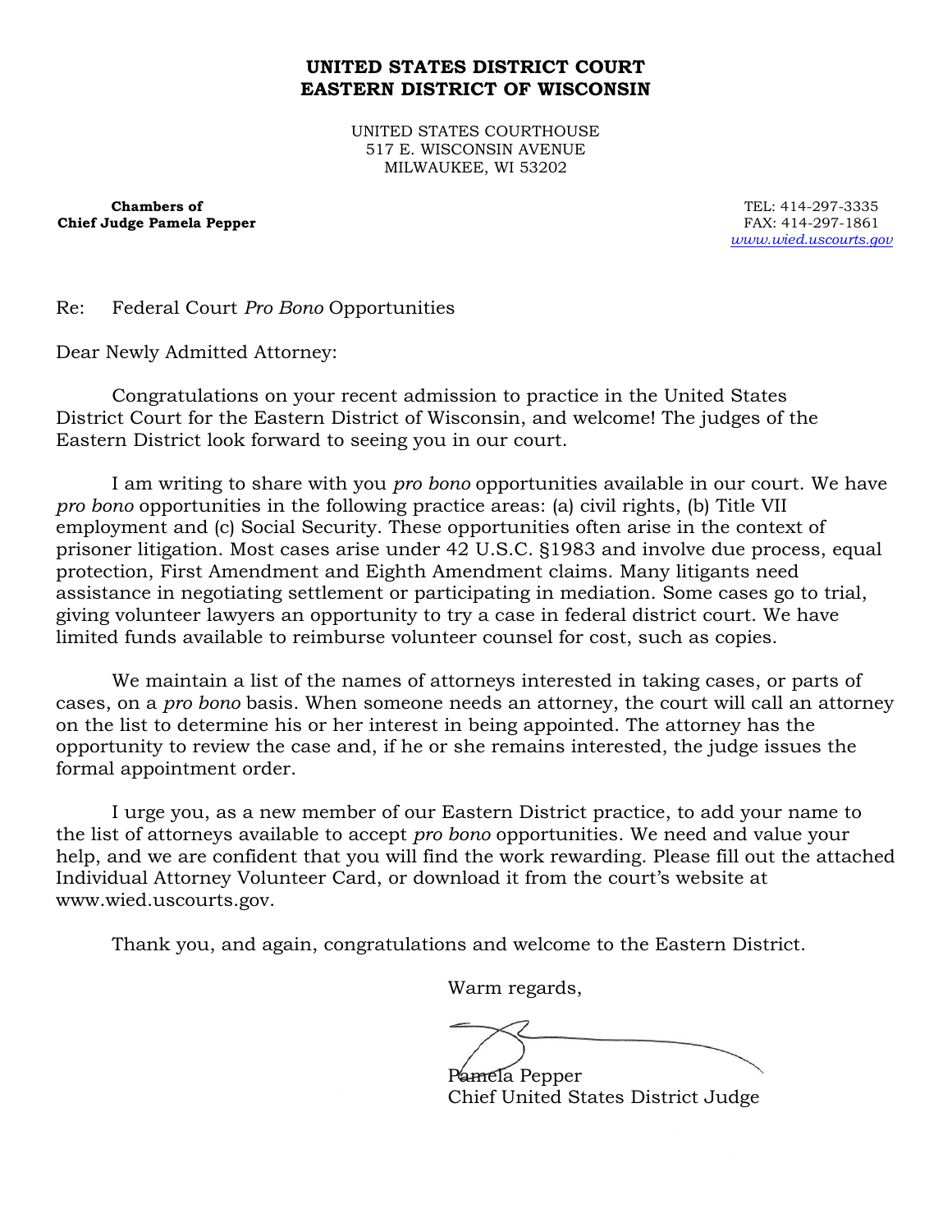**UNITED STATES DISTRICT COURT**
**EASTERN DISTRICT OF WISCONSIN**

UNITED STATES COURTHOUSE
517 E. WISCONSIN AVENUE
MILWAUKEE, WI 53202

**Chambers of**
**Chief Judge Pamela Pepper**

TEL: 414-297-3335
FAX: 414-297-1861
*www.wied.uscourts.gov*

Re: Federal Court *Pro Bono* Opportunities

Dear Newly Admitted Attorney:

Congratulations on your recent admission to practice in the United States District Court for the Eastern District of Wisconsin, and welcome! The judges of the Eastern District look forward to seeing you in our court.

I am writing to share with you *pro bono* opportunities available in our court. We have *pro bono* opportunities in the following practice areas: (a) civil rights, (b) Title VII employment and (c) Social Security. These opportunities often arise in the context of prisoner litigation. Most cases arise under 42 U.S.C. §1983 and involve due process, equal protection, First Amendment and Eighth Amendment claims. Many litigants need assistance in negotiating settlement or participating in mediation. Some cases go to trial, giving volunteer lawyers an opportunity to try a case in federal district court. We have limited funds available to reimburse volunteer counsel for cost, such as copies.

We maintain a list of the names of attorneys interested in taking cases, or parts of cases, on a *pro bono* basis. When someone needs an attorney, the court will call an attorney on the list to determine his or her interest in being appointed. The attorney has the opportunity to review the case and, if he or she remains interested, the judge issues the formal appointment order.

I urge you, as a new member of our Eastern District practice, to add your name to the list of attorneys available to accept *pro bono* opportunities. We need and value your help, and we are confident that you will find the work rewarding. Please fill out the attached Individual Attorney Volunteer Card, or download it from the court's website at www.wied.uscourts.gov.

Thank you, and again, congratulations and welcome to the Eastern District.

Warm regards,

Pamela Pepper
Chief United States District Judge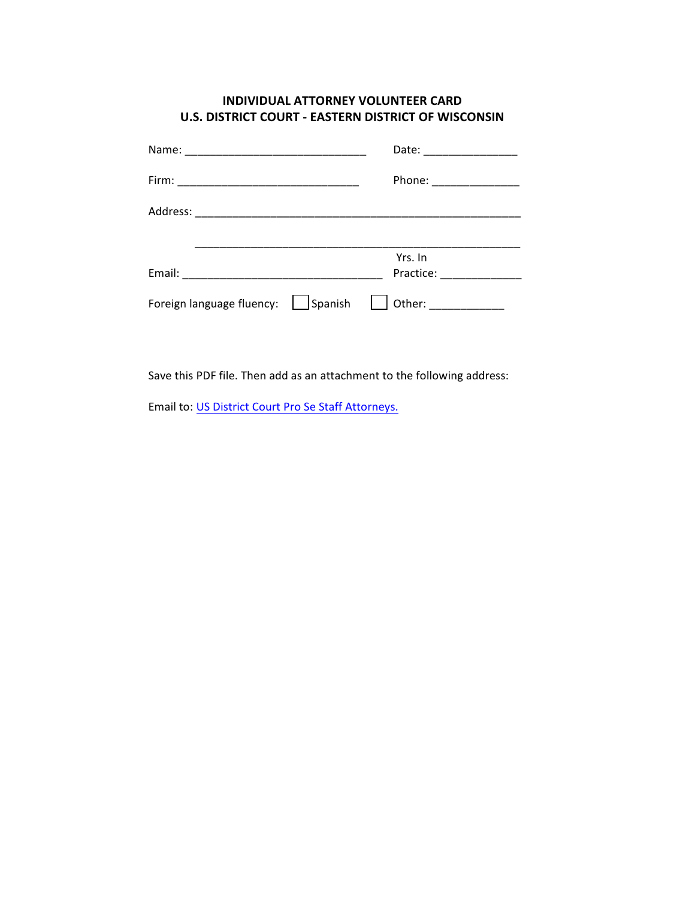## INDIVIDUAL ATTORNEY VOLUNTEER CARD
## U.S. DISTRICT COURT - EASTERN DISTRICT OF WISCONSIN

Name: ______________________________ Date: _______________

Firm: ______________________________ Phone: ______________

Address: _______________________________________________________

_______________________________________________________

Email: _________________________________ Yrs. In Practice: _____________

Foreign language fluency: ☐ Spanish ☐ Other: ____________

Save this PDF file. Then add as an attachment to the following address:

Email to: US District Court Pro Se Staff Attorneys.